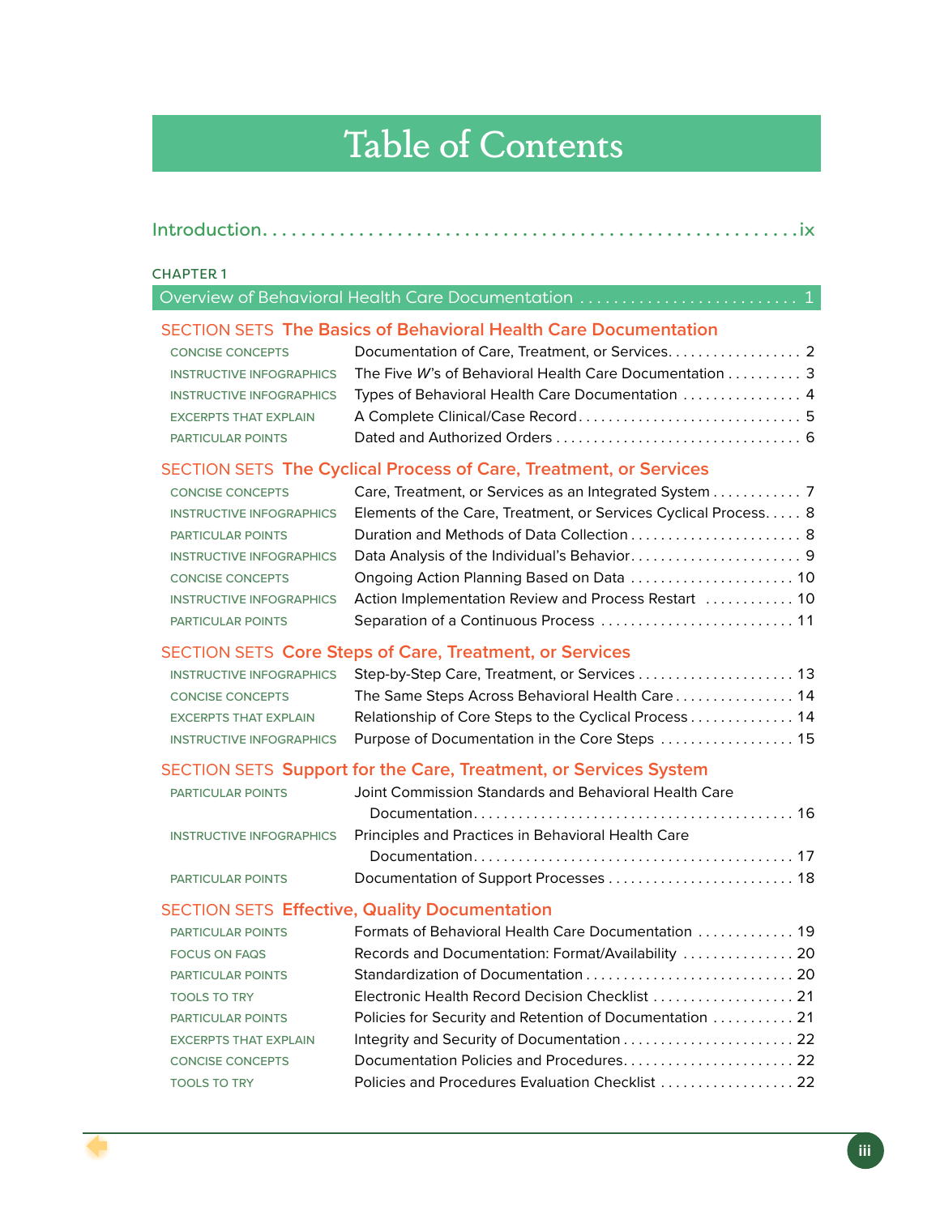# Table of Contents

Introduction . . . . . . . . . . . . . . . . . . . . . . . . . . . . . . . . . . . . . . . . . . . . . . . . . . . . ix

CHAPTER 1

## Overview of Behavioral Health Care Documentation . . . . . . . . . . . . . . . . . . . . . . . . . . 1

### SECTION SETS The Basics of Behavioral Health Care Documentation

| | | |
|---|---|---|
| CONCISE CONCEPTS | Documentation of Care, Treatment, or Services | 2 |
| INSTRUCTIVE INFOGRAPHICS | The Five *W*'s of Behavioral Health Care Documentation | 3 |
| INSTRUCTIVE INFOGRAPHICS | Types of Behavioral Health Care Documentation | 4 |
| EXCERPTS THAT EXPLAIN | A Complete Clinical/Case Record | 5 |
| PARTICULAR POINTS | Dated and Authorized Orders | 6 |

### SECTION SETS The Cyclical Process of Care, Treatment, or Services

| | | |
|---|---|---|
| CONCISE CONCEPTS | Care, Treatment, or Services as an Integrated System | 7 |
| INSTRUCTIVE INFOGRAPHICS | Elements of the Care, Treatment, or Services Cyclical Process | 8 |
| PARTICULAR POINTS | Duration and Methods of Data Collection | 8 |
| INSTRUCTIVE INFOGRAPHICS | Data Analysis of the Individual's Behavior | 9 |
| CONCISE CONCEPTS | Ongoing Action Planning Based on Data | 10 |
| INSTRUCTIVE INFOGRAPHICS | Action Implementation Review and Process Restart | 10 |
| PARTICULAR POINTS | Separation of a Continuous Process | 11 |

### SECTION SETS Core Steps of Care, Treatment, or Services

| | | |
|---|---|---|
| INSTRUCTIVE INFOGRAPHICS | Step-by-Step Care, Treatment, or Services | 13 |
| CONCISE CONCEPTS | The Same Steps Across Behavioral Health Care | 14 |
| EXCERPTS THAT EXPLAIN | Relationship of Core Steps to the Cyclical Process | 14 |
| INSTRUCTIVE INFOGRAPHICS | Purpose of Documentation in the Core Steps | 15 |

### SECTION SETS Support for the Care, Treatment, or Services System

| | | |
|---|---|---|
| PARTICULAR POINTS | Joint Commission Standards and Behavioral Health Care Documentation | 16 |
| INSTRUCTIVE INFOGRAPHICS | Principles and Practices in Behavioral Health Care Documentation | 17 |
| PARTICULAR POINTS | Documentation of Support Processes | 18 |

### SECTION SETS Effective, Quality Documentation

| | | |
|---|---|---|
| PARTICULAR POINTS | Formats of Behavioral Health Care Documentation | 19 |
| FOCUS ON FAQS | Records and Documentation: Format/Availability | 20 |
| PARTICULAR POINTS | Standardization of Documentation | 20 |
| TOOLS TO TRY | Electronic Health Record Decision Checklist | 21 |
| PARTICULAR POINTS | Policies for Security and Retention of Documentation | 21 |
| EXCERPTS THAT EXPLAIN | Integrity and Security of Documentation | 22 |
| CONCISE CONCEPTS | Documentation Policies and Procedures | 22 |
| TOOLS TO TRY | Policies and Procedures Evaluation Checklist | 22 |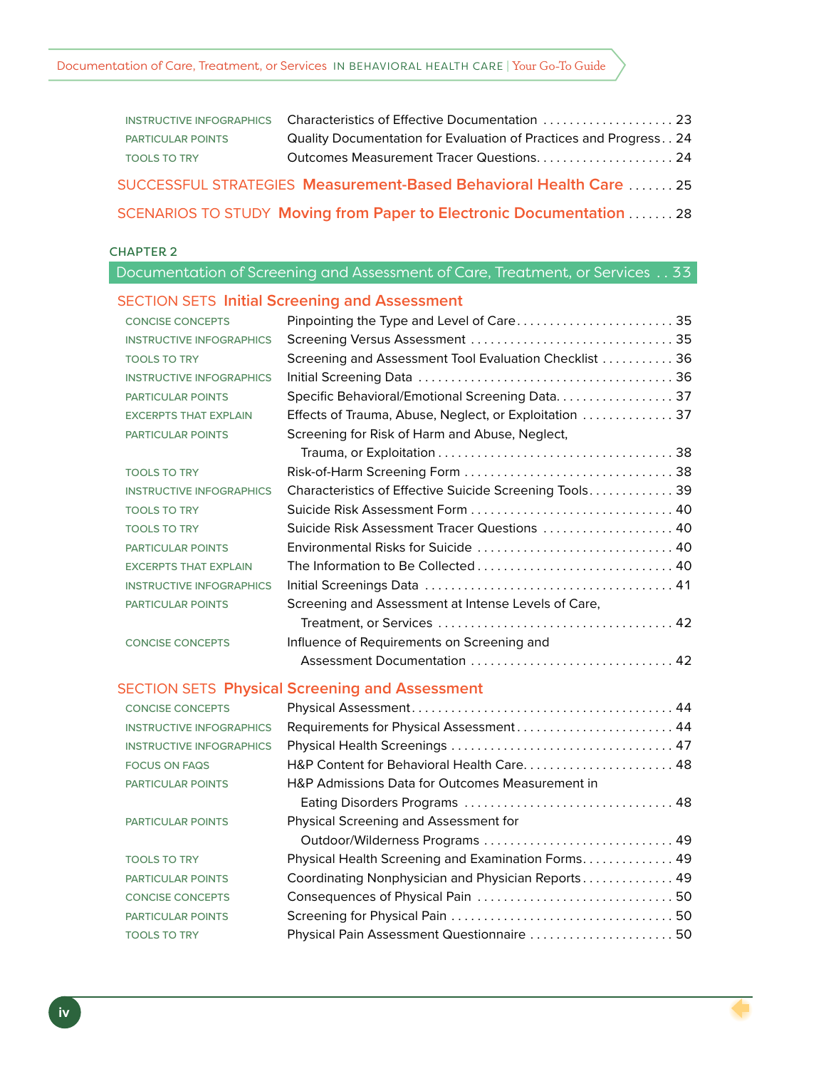| | | |
|---|---|---|
| INSTRUCTIVE INFOGRAPHICS | Characteristics of Effective Documentation | 23 |
| PARTICULAR POINTS | Quality Documentation for Evaluation of Practices and Progress | 24 |
| TOOLS TO TRY | Outcomes Measurement Tracer Questions | 24 |

SUCCESSFUL STRATEGIES **Measurement-Based Behavioral Health Care** . . . . . . . 25

SCENARIOS TO STUDY **Moving from Paper to Electronic Documentation** . . . . . . . 28

## CHAPTER 2

## Documentation of Screening and Assessment of Care, Treatment, or Services . . 33

### SECTION SETS **Initial Screening and Assessment**

| | | |
|---|---|---|
| CONCISE CONCEPTS | Pinpointing the Type and Level of Care | 35 |
| INSTRUCTIVE INFOGRAPHICS | Screening Versus Assessment | 35 |
| TOOLS TO TRY | Screening and Assessment Tool Evaluation Checklist | 36 |
| INSTRUCTIVE INFOGRAPHICS | Initial Screening Data | 36 |
| PARTICULAR POINTS | Specific Behavioral/Emotional Screening Data | 37 |
| EXCERPTS THAT EXPLAIN | Effects of Trauma, Abuse, Neglect, or Exploitation | 37 |
| PARTICULAR POINTS | Screening for Risk of Harm and Abuse, Neglect, Trauma, or Exploitation | 38 |
| TOOLS TO TRY | Risk-of-Harm Screening Form | 38 |
| INSTRUCTIVE INFOGRAPHICS | Characteristics of Effective Suicide Screening Tools | 39 |
| TOOLS TO TRY | Suicide Risk Assessment Form | 40 |
| TOOLS TO TRY | Suicide Risk Assessment Tracer Questions | 40 |
| PARTICULAR POINTS | Environmental Risks for Suicide | 40 |
| EXCERPTS THAT EXPLAIN | The Information to Be Collected | 40 |
| INSTRUCTIVE INFOGRAPHICS | Initial Screenings Data | 41 |
| PARTICULAR POINTS | Screening and Assessment at Intense Levels of Care, Treatment, or Services | 42 |
| CONCISE CONCEPTS | Influence of Requirements on Screening and Assessment Documentation | 42 |

### SECTION SETS **Physical Screening and Assessment**

| | | |
|---|---|---|
| CONCISE CONCEPTS | Physical Assessment | 44 |
| INSTRUCTIVE INFOGRAPHICS | Requirements for Physical Assessment | 44 |
| INSTRUCTIVE INFOGRAPHICS | Physical Health Screenings | 47 |
| FOCUS ON FAQS | H&P Content for Behavioral Health Care | 48 |
| PARTICULAR POINTS | H&P Admissions Data for Outcomes Measurement in Eating Disorders Programs | 48 |
| PARTICULAR POINTS | Physical Screening and Assessment for Outdoor/Wilderness Programs | 49 |
| TOOLS TO TRY | Physical Health Screening and Examination Forms | 49 |
| PARTICULAR POINTS | Coordinating Nonphysician and Physician Reports | 49 |
| CONCISE CONCEPTS | Consequences of Physical Pain | 50 |
| PARTICULAR POINTS | Screening for Physical Pain | 50 |
| TOOLS TO TRY | Physical Pain Assessment Questionnaire | 50 |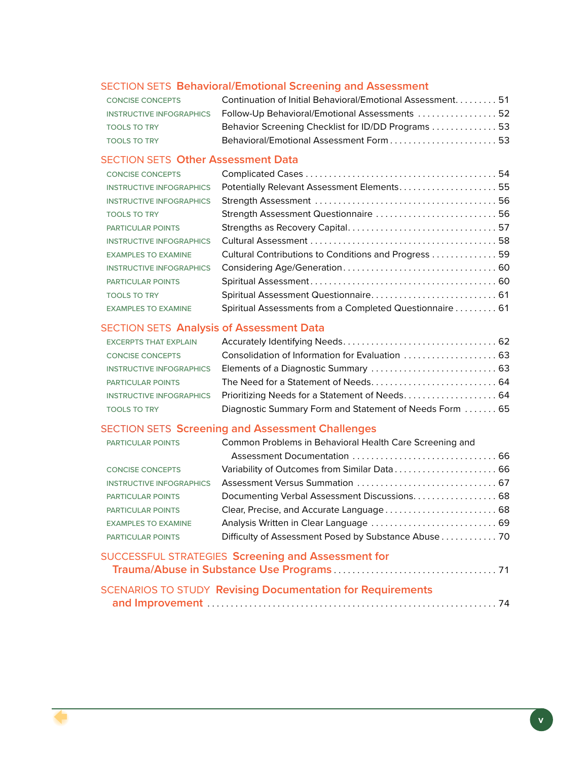## SECTION SETS Behavioral/Emotional Screening and Assessment

| | | |
|---|---|---|
| CONCISE CONCEPTS | Continuation of Initial Behavioral/Emotional Assessment | 51 |
| INSTRUCTIVE INFOGRAPHICS | Follow-Up Behavioral/Emotional Assessments | 52 |
| TOOLS TO TRY | Behavior Screening Checklist for ID/DD Programs | 53 |
| TOOLS TO TRY | Behavioral/Emotional Assessment Form | 53 |

## SECTION SETS Other Assessment Data

| | | |
|---|---|---|
| CONCISE CONCEPTS | Complicated Cases | 54 |
| INSTRUCTIVE INFOGRAPHICS | Potentially Relevant Assessment Elements | 55 |
| INSTRUCTIVE INFOGRAPHICS | Strength Assessment | 56 |
| TOOLS TO TRY | Strength Assessment Questionnaire | 56 |
| PARTICULAR POINTS | Strengths as Recovery Capital | 57 |
| INSTRUCTIVE INFOGRAPHICS | Cultural Assessment | 58 |
| EXAMPLES TO EXAMINE | Cultural Contributions to Conditions and Progress | 59 |
| INSTRUCTIVE INFOGRAPHICS | Considering Age/Generation | 60 |
| PARTICULAR POINTS | Spiritual Assessment | 60 |
| TOOLS TO TRY | Spiritual Assessment Questionnaire | 61 |
| EXAMPLES TO EXAMINE | Spiritual Assessments from a Completed Questionnaire | 61 |

## SECTION SETS Analysis of Assessment Data

| | | |
|---|---|---|
| EXCERPTS THAT EXPLAIN | Accurately Identifying Needs | 62 |
| CONCISE CONCEPTS | Consolidation of Information for Evaluation | 63 |
| INSTRUCTIVE INFOGRAPHICS | Elements of a Diagnostic Summary | 63 |
| PARTICULAR POINTS | The Need for a Statement of Needs | 64 |
| INSTRUCTIVE INFOGRAPHICS | Prioritizing Needs for a Statement of Needs | 64 |
| TOOLS TO TRY | Diagnostic Summary Form and Statement of Needs Form | 65 |

## SECTION SETS Screening and Assessment Challenges

| | | |
|---|---|---|
| PARTICULAR POINTS | Common Problems in Behavioral Health Care Screening and Assessment Documentation | 66 |
| CONCISE CONCEPTS | Variability of Outcomes from Similar Data | 66 |
| INSTRUCTIVE INFOGRAPHICS | Assessment Versus Summation | 67 |
| PARTICULAR POINTS | Documenting Verbal Assessment Discussions | 68 |
| PARTICULAR POINTS | Clear, Precise, and Accurate Language | 68 |
| EXAMPLES TO EXAMINE | Analysis Written in Clear Language | 69 |
| PARTICULAR POINTS | Difficulty of Assessment Posed by Substance Abuse | 70 |

## SUCCESSFUL STRATEGIES Screening and Assessment for Trauma/Abuse in Substance Use Programs ... 71

## SCENARIOS TO STUDY Revising Documentation for Requirements and Improvement ... 74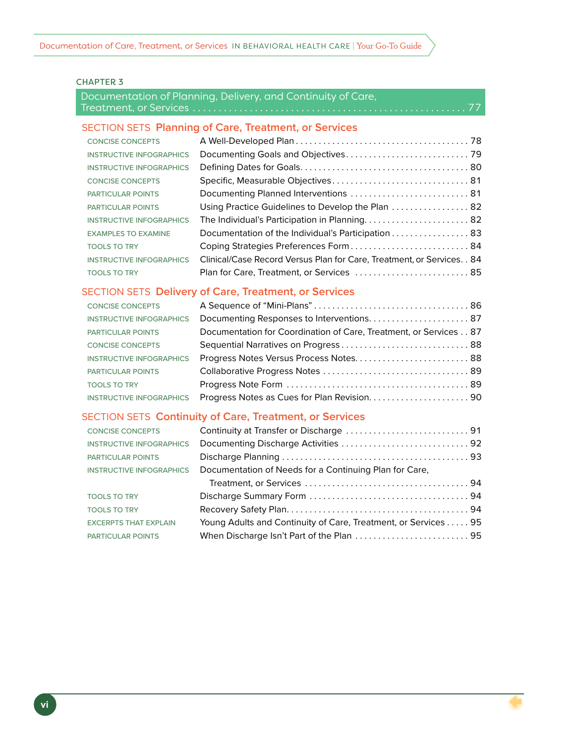CHAPTER 3

## Documentation of Planning, Delivery, and Continuity of Care, Treatment, or Services . . . 77

### SECTION SETS Planning of Care, Treatment, or Services

| | | |
|---|---|---|
| CONCISE CONCEPTS | A Well-Developed Plan | 78 |
| INSTRUCTIVE INFOGRAPHICS | Documenting Goals and Objectives | 79 |
| INSTRUCTIVE INFOGRAPHICS | Defining Dates for Goals | 80 |
| CONCISE CONCEPTS | Specific, Measurable Objectives | 81 |
| PARTICULAR POINTS | Documenting Planned Interventions | 81 |
| PARTICULAR POINTS | Using Practice Guidelines to Develop the Plan | 82 |
| INSTRUCTIVE INFOGRAPHICS | The Individual's Participation in Planning | 82 |
| EXAMPLES TO EXAMINE | Documentation of the Individual's Participation | 83 |
| TOOLS TO TRY | Coping Strategies Preferences Form | 84 |
| INSTRUCTIVE INFOGRAPHICS | Clinical/Case Record Versus Plan for Care, Treatment, or Services | 84 |
| TOOLS TO TRY | Plan for Care, Treatment, or Services | 85 |

### SECTION SETS Delivery of Care, Treatment, or Services

| | | |
|---|---|---|
| CONCISE CONCEPTS | A Sequence of "Mini-Plans" | 86 |
| INSTRUCTIVE INFOGRAPHICS | Documenting Responses to Interventions | 87 |
| PARTICULAR POINTS | Documentation for Coordination of Care, Treatment, or Services | 87 |
| CONCISE CONCEPTS | Sequential Narratives on Progress | 88 |
| INSTRUCTIVE INFOGRAPHICS | Progress Notes Versus Process Notes | 88 |
| PARTICULAR POINTS | Collaborative Progress Notes | 89 |
| TOOLS TO TRY | Progress Note Form | 89 |
| INSTRUCTIVE INFOGRAPHICS | Progress Notes as Cues for Plan Revision | 90 |

### SECTION SETS Continuity of Care, Treatment, or Services

| | | |
|---|---|---|
| CONCISE CONCEPTS | Continuity at Transfer or Discharge | 91 |
| INSTRUCTIVE INFOGRAPHICS | Documenting Discharge Activities | 92 |
| PARTICULAR POINTS | Discharge Planning | 93 |
| INSTRUCTIVE INFOGRAPHICS | Documentation of Needs for a Continuing Plan for Care, Treatment, or Services | 94 |
| TOOLS TO TRY | Discharge Summary Form | 94 |
| TOOLS TO TRY | Recovery Safety Plan | 94 |
| EXCERPTS THAT EXPLAIN | Young Adults and Continuity of Care, Treatment, or Services | 95 |
| PARTICULAR POINTS | When Discharge Isn't Part of the Plan | 95 |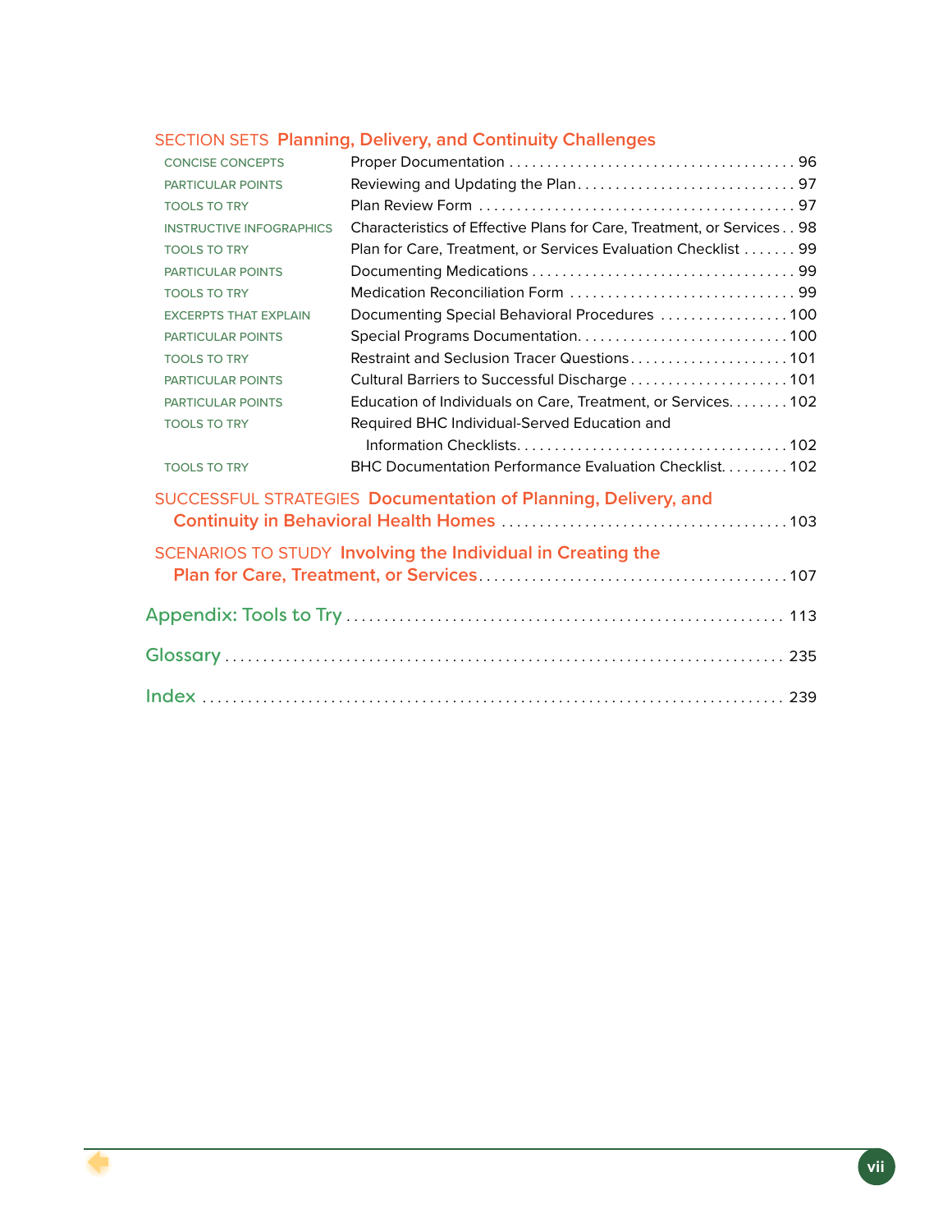## SECTION SETS Planning, Delivery, and Continuity Challenges

| | | |
|---|---|---|
| CONCISE CONCEPTS | Proper Documentation | 96 |
| PARTICULAR POINTS | Reviewing and Updating the Plan | 97 |
| TOOLS TO TRY | Plan Review Form | 97 |
| INSTRUCTIVE INFOGRAPHICS | Characteristics of Effective Plans for Care, Treatment, or Services | 98 |
| TOOLS TO TRY | Plan for Care, Treatment, or Services Evaluation Checklist | 99 |
| PARTICULAR POINTS | Documenting Medications | 99 |
| TOOLS TO TRY | Medication Reconciliation Form | 99 |
| EXCERPTS THAT EXPLAIN | Documenting Special Behavioral Procedures | 100 |
| PARTICULAR POINTS | Special Programs Documentation | 100 |
| TOOLS TO TRY | Restraint and Seclusion Tracer Questions | 101 |
| PARTICULAR POINTS | Cultural Barriers to Successful Discharge | 101 |
| PARTICULAR POINTS | Education of Individuals on Care, Treatment, or Services | 102 |
| TOOLS TO TRY | Required BHC Individual-Served Education and Information Checklists | 102 |
| TOOLS TO TRY | BHC Documentation Performance Evaluation Checklist | 102 |

## SUCCESSFUL STRATEGIES Documentation of Planning, Delivery, and Continuity in Behavioral Health Homes ..... 103

## SCENARIOS TO STUDY Involving the Individual in Creating the Plan for Care, Treatment, or Services ..... 107

# Appendix: Tools to Try ..... 113

# Glossary ..... 235

# Index ..... 239